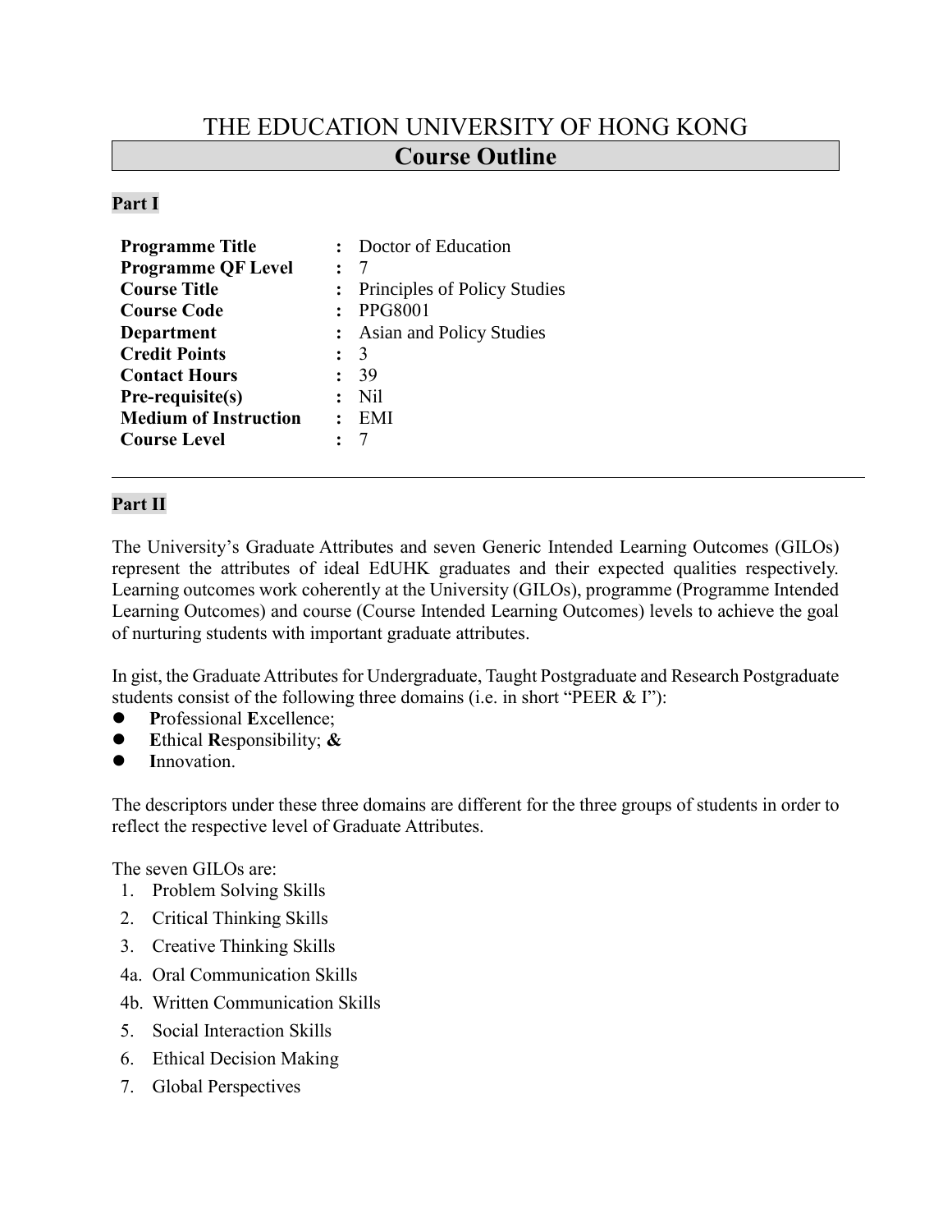# THE EDUCATION UNIVERSITY OF HONG KONG

## Course Outline

### Part I

| | | |
|---|---|---|
| **Programme Title** | : | Doctor of Education |
| **Programme QF Level** | : | 7 |
| **Course Title** | : | Principles of Policy Studies |
| **Course Code** | : | PPG8001 |
| **Department** | : | Asian and Policy Studies |
| **Credit Points** | : | 3 |
| **Contact Hours** | : | 39 |
| **Pre-requisite(s)** | : | Nil |
| **Medium of Instruction** | : | EMI |
| **Course Level** | : | 7 |

---

### Part II

The University's Graduate Attributes and seven Generic Intended Learning Outcomes (GILOs) represent the attributes of ideal EdUHK graduates and their expected qualities respectively. Learning outcomes work coherently at the University (GILOs), programme (Programme Intended Learning Outcomes) and course (Course Intended Learning Outcomes) levels to achieve the goal of nurturing students with important graduate attributes.

In gist, the Graduate Attributes for Undergraduate, Taught Postgraduate and Research Postgraduate students consist of the following three domains (i.e. in short "PEER & I"):

- **P**rofessional **E**xcellence;
- **E**thical **R**esponsibility; **&**
- **I**nnovation.

The descriptors under these three domains are different for the three groups of students in order to reflect the respective level of Graduate Attributes.

The seven GILOs are:

1. Problem Solving Skills
2. Critical Thinking Skills
3. Creative Thinking Skills

4a. Oral Communication Skills

4b. Written Communication Skills

5. Social Interaction Skills
6. Ethical Decision Making
7. Global Perspectives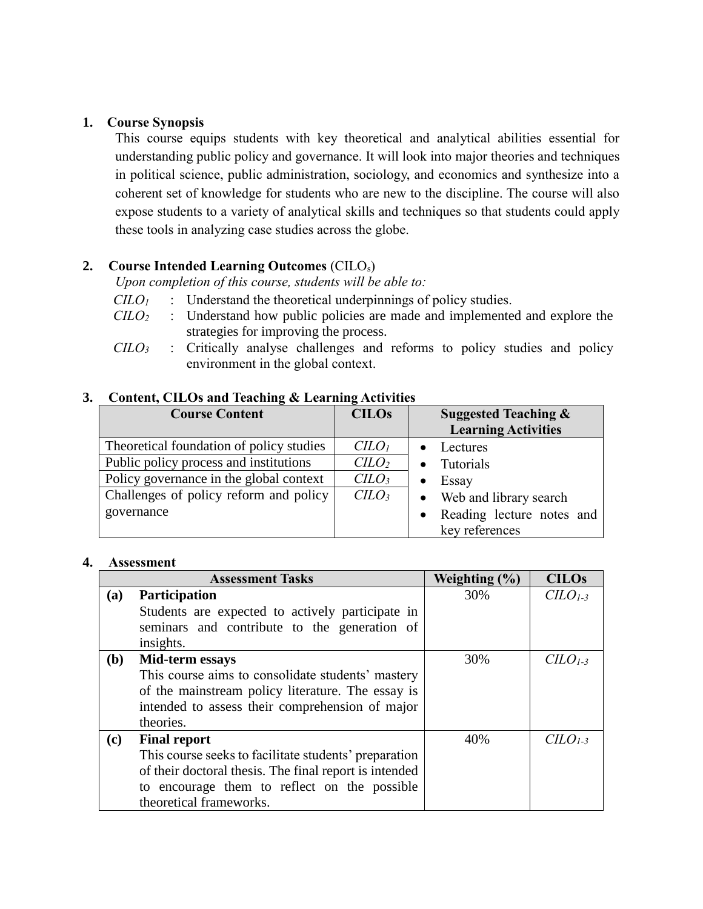## 1. Course Synopsis

This course equips students with key theoretical and analytical abilities essential for understanding public policy and governance. It will look into major theories and techniques in political science, public administration, sociology, and economics and synthesize into a coherent set of knowledge for students who are new to the discipline. The course will also expose students to a variety of analytical skills and techniques so that students could apply these tools in analyzing case studies across the globe.

## 2. Course Intended Learning Outcomes (CILOs)

*Upon completion of this course, students will be able to:*

- *CILO₁* : Understand the theoretical underpinnings of policy studies.
- *CILO₂* : Understand how public policies are made and implemented and explore the strategies for improving the process.
- *CILO₃* : Critically analyse challenges and reforms to policy studies and policy environment in the global context.

## 3. Content, CILOs and Teaching & Learning Activities

| Course Content | CILOs | Suggested Teaching & Learning Activities |
|---|---|---|
| Theoretical foundation of policy studies | *CILO₁* | • Lectures<br>• Tutorials<br>• Essay<br>• Web and library search<br>• Reading lecture notes and key references |
| Public policy process and institutions | *CILO₂* | |
| Policy governance in the global context | *CILO₃* | |
| Challenges of policy reform and policy governance | *CILO₃* | |

## 4. Assessment

| | Assessment Tasks | Weighting (%) | CILOs |
|---|---|---|---|
| **(a)** | **Participation**<br>Students are expected to actively participate in seminars and contribute to the generation of insights. | 30% | *CILO₁₋₃* |
| **(b)** | **Mid-term essays**<br>This course aims to consolidate students' mastery of the mainstream policy literature. The essay is intended to assess their comprehension of major theories. | 30% | *CILO₁₋₃* |
| **(c)** | **Final report**<br>This course seeks to facilitate students' preparation of their doctoral thesis. The final report is intended to encourage them to reflect on the possible theoretical frameworks. | 40% | *CILO₁₋₃* |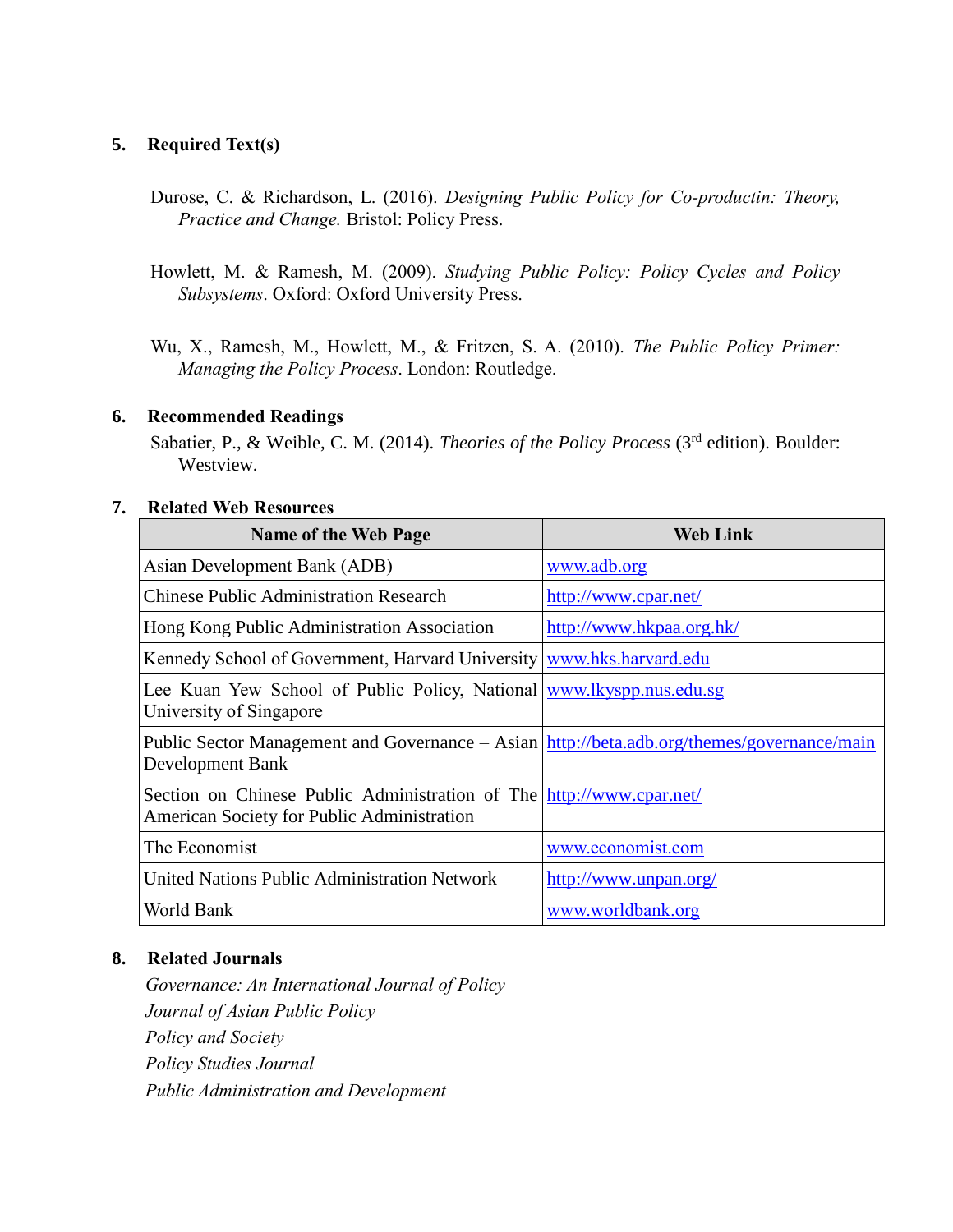## 5. Required Text(s)

Durose, C. & Richardson, L. (2016). *Designing Public Policy for Co-productin: Theory, Practice and Change.* Bristol: Policy Press.

Howlett, M. & Ramesh, M. (2009). *Studying Public Policy: Policy Cycles and Policy Subsystems*. Oxford: Oxford University Press.

Wu, X., Ramesh, M., Howlett, M., & Fritzen, S. A. (2010). *The Public Policy Primer: Managing the Policy Process*. London: Routledge.

## 6. Recommended Readings

Sabatier, P., & Weible, C. M. (2014). *Theories of the Policy Process* (3rd edition). Boulder: Westview.

## 7. Related Web Resources

| Name of the Web Page | Web Link |
|---|---|
| Asian Development Bank (ADB) | www.adb.org |
| Chinese Public Administration Research | http://www.cpar.net/ |
| Hong Kong Public Administration Association | http://www.hkpaa.org.hk/ |
| Kennedy School of Government, Harvard University | www.hks.harvard.edu |
| Lee Kuan Yew School of Public Policy, National University of Singapore | www.lkyspp.nus.edu.sg |
| Public Sector Management and Governance – Asian Development Bank | http://beta.adb.org/themes/governance/main |
| Section on Chinese Public Administration of The American Society for Public Administration | http://www.cpar.net/ |
| The Economist | www.economist.com |
| United Nations Public Administration Network | http://www.unpan.org/ |
| World Bank | www.worldbank.org |

## 8. Related Journals

*Governance: An International Journal of Policy*
*Journal of Asian Public Policy*
*Policy and Society*
*Policy Studies Journal*
*Public Administration and Development*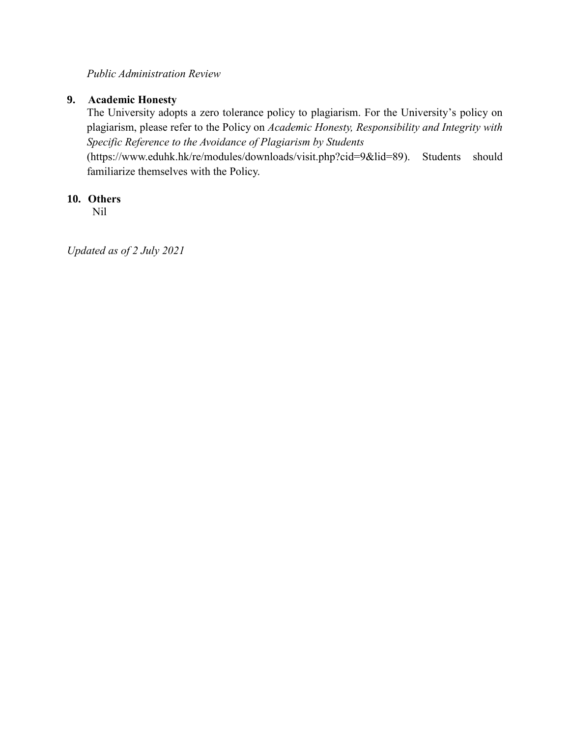*Public Administration Review*

## 9. Academic Honesty

The University adopts a zero tolerance policy to plagiarism. For the University's policy on plagiarism, please refer to the Policy on *Academic Honesty, Responsibility and Integrity with Specific Reference to the Avoidance of Plagiarism by Students* (https://www.eduhk.hk/re/modules/downloads/visit.php?cid=9&lid=89). Students should familiarize themselves with the Policy.

## 10. Others

Nil

*Updated as of 2 July 2021*